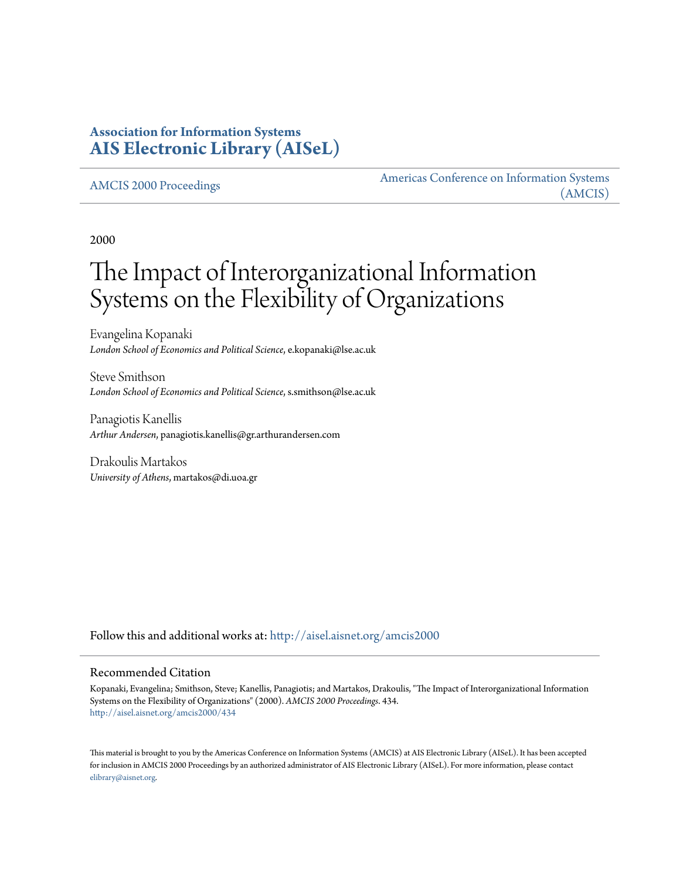# Association for Information Systems
# AIS Electronic Library (AISeL)

AMCIS 2000 Proceedings

Americas Conference on Information Systems (AMCIS)

2000

# The Impact of Interorganizational Information Systems on the Flexibility of Organizations

Evangelina Kopanaki
*London School of Economics and Political Science*, e.kopanaki@lse.ac.uk

Steve Smithson
*London School of Economics and Political Science*, s.smithson@lse.ac.uk

Panagiotis Kanellis
*Arthur Andersen*, panagiotis.kanellis@gr.arthurandersen.com

Drakoulis Martakos
*University of Athens*, martakos@di.uoa.gr

Follow this and additional works at: http://aisel.aisnet.org/amcis2000

## Recommended Citation

Kopanaki, Evangelina; Smithson, Steve; Kanellis, Panagiotis; and Martakos, Drakoulis, "The Impact of Interorganizational Information Systems on the Flexibility of Organizations" (2000). *AMCIS 2000 Proceedings*. 434.
http://aisel.aisnet.org/amcis2000/434

This material is brought to you by the Americas Conference on Information Systems (AMCIS) at AIS Electronic Library (AISeL). It has been accepted for inclusion in AMCIS 2000 Proceedings by an authorized administrator of AIS Electronic Library (AISeL). For more information, please contact elibrary@aisnet.org.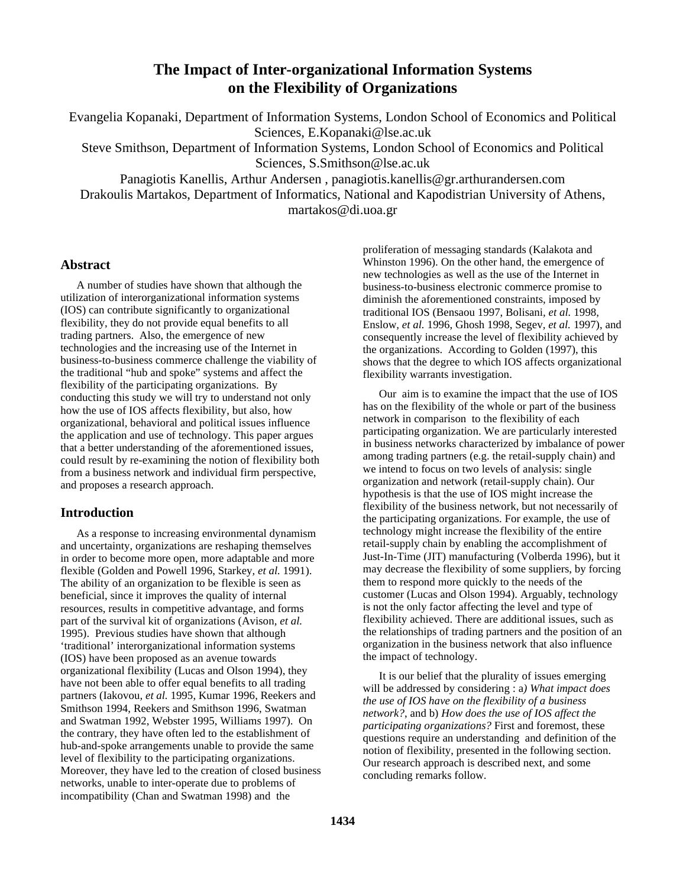# The Impact of Inter-organizational Information Systems on the Flexibility of Organizations

Evangelia Kopanaki, Department of Information Systems, London School of Economics and Political Sciences, E.Kopanaki@lse.ac.uk

Steve Smithson, Department of Information Systems, London School of Economics and Political Sciences, S.Smithson@lse.ac.uk

Panagiotis Kanellis, Arthur Andersen , panagiotis.kanellis@gr.arthurandersen.com

Drakoulis Martakos, Department of Informatics, National and Kapodistrian University of Athens, martakos@di.uoa.gr

## Abstract

A number of studies have shown that although the utilization of interorganizational information systems (IOS) can contribute significantly to organizational flexibility, they do not provide equal benefits to all trading partners. Also, the emergence of new technologies and the increasing use of the Internet in business-to-business commerce challenge the viability of the traditional "hub and spoke" systems and affect the flexibility of the participating organizations. By conducting this study we will try to understand not only how the use of IOS affects flexibility, but also, how organizational, behavioral and political issues influence the application and use of technology. This paper argues that a better understanding of the aforementioned issues, could result by re-examining the notion of flexibility both from a business network and individual firm perspective, and proposes a research approach.

## Introduction

As a response to increasing environmental dynamism and uncertainty, organizations are reshaping themselves in order to become more open, more adaptable and more flexible (Golden and Powell 1996, Starkey, *et al.* 1991). The ability of an organization to be flexible is seen as beneficial, since it improves the quality of internal resources, results in competitive advantage, and forms part of the survival kit of organizations (Avison, *et al.* 1995). Previous studies have shown that although 'traditional' interorganizational information systems (IOS) have been proposed as an avenue towards organizational flexibility (Lucas and Olson 1994), they have not been able to offer equal benefits to all trading partners (Iakovou, *et al.* 1995, Kumar 1996, Reekers and Smithson 1994, Reekers and Smithson 1996, Swatman and Swatman 1992, Webster 1995, Williams 1997). On the contrary, they have often led to the establishment of hub-and-spoke arrangements unable to provide the same level of flexibility to the participating organizations. Moreover, they have led to the creation of closed business networks, unable to inter-operate due to problems of incompatibility (Chan and Swatman 1998) and the proliferation of messaging standards (Kalakota and Whinston 1996). On the other hand, the emergence of new technologies as well as the use of the Internet in business-to-business electronic commerce promise to diminish the aforementioned constraints, imposed by traditional IOS (Bensaou 1997, Bolisani, *et al.* 1998, Enslow, *et al.* 1996, Ghosh 1998, Segev, *et al.* 1997), and consequently increase the level of flexibility achieved by the organizations. According to Golden (1997), this shows that the degree to which IOS affects organizational flexibility warrants investigation.

Our aim is to examine the impact that the use of IOS has on the flexibility of the whole or part of the business network in comparison to the flexibility of each participating organization. We are particularly interested in business networks characterized by imbalance of power among trading partners (e.g. the retail-supply chain) and we intend to focus on two levels of analysis: single organization and network (retail-supply chain). Our hypothesis is that the use of IOS might increase the flexibility of the business network, but not necessarily of the participating organizations. For example, the use of technology might increase the flexibility of the entire retail-supply chain by enabling the accomplishment of Just-In-Time (JIT) manufacturing (Volberda 1996), but it may decrease the flexibility of some suppliers, by forcing them to respond more quickly to the needs of the customer (Lucas and Olson 1994). Arguably, technology is not the only factor affecting the level and type of flexibility achieved. There are additional issues, such as the relationships of trading partners and the position of an organization in the business network that also influence the impact of technology.

It is our belief that the plurality of issues emerging will be addressed by considering : a*) What impact does the use of IOS have on the flexibility of a business network?*, and b) *How does the use of IOS affect the participating organizations?* First and foremost, these questions require an understanding and definition of the notion of flexibility, presented in the following section. Our research approach is described next, and some concluding remarks follow.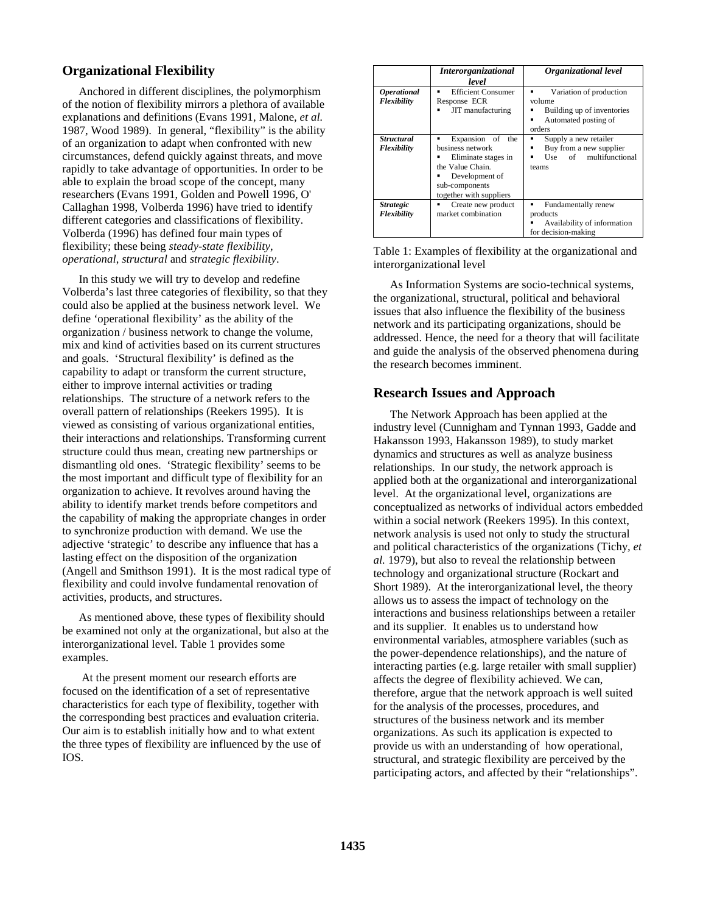## Organizational Flexibility

Anchored in different disciplines, the polymorphism of the notion of flexibility mirrors a plethora of available explanations and definitions (Evans 1991, Malone, *et al.* 1987, Wood 1989). In general, "flexibility" is the ability of an organization to adapt when confronted with new circumstances, defend quickly against threats, and move rapidly to take advantage of opportunities. In order to be able to explain the broad scope of the concept, many researchers (Evans 1991, Golden and Powell 1996, O' Callaghan 1998, Volberda 1996) have tried to identify different categories and classifications of flexibility. Volberda (1996) has defined four main types of flexibility; these being *steady-state flexibility*, *operational*, *structural* and *strategic flexibility*.

In this study we will try to develop and redefine Volberda's last three categories of flexibility, so that they could also be applied at the business network level. We define 'operational flexibility' as the ability of the organization / business network to change the volume, mix and kind of activities based on its current structures and goals. 'Structural flexibility' is defined as the capability to adapt or transform the current structure, either to improve internal activities or trading relationships. The structure of a network refers to the overall pattern of relationships (Reekers 1995). It is viewed as consisting of various organizational entities, their interactions and relationships. Transforming current structure could thus mean, creating new partnerships or dismantling old ones. 'Strategic flexibility' seems to be the most important and difficult type of flexibility for an organization to achieve. It revolves around having the ability to identify market trends before competitors and the capability of making the appropriate changes in order to synchronize production with demand. We use the adjective 'strategic' to describe any influence that has a lasting effect on the disposition of the organization (Angell and Smithson 1991). It is the most radical type of flexibility and could involve fundamental renovation of activities, products, and structures.

As mentioned above, these types of flexibility should be examined not only at the organizational, but also at the interorganizational level. Table 1 provides some examples.

At the present moment our research efforts are focused on the identification of a set of representative characteristics for each type of flexibility, together with the corresponding best practices and evaluation criteria. Our aim is to establish initially how and to what extent the three types of flexibility are influenced by the use of IOS.

| | *Interorganizational level* | *Organizational level* |
|---|---|---|
| ***Operational Flexibility*** | ▪ Efficient Consumer Response ECR<br>▪ JIT manufacturing | ▪ Variation of production volume<br>▪ Building up of inventories<br>▪ Automated posting of orders |
| ***Structural Flexibility*** | ▪ Expansion of the business network<br>▪ Eliminate stages in the Value Chain.<br>▪ Development of sub-components together with suppliers | ▪ Supply a new retailer<br>▪ Buy from a new supplier<br>▪ Use of multifunctional teams |
| ***Strategic Flexibility*** | ▪ Create new product market combination | ▪ Fundamentally renew products<br>▪ Availability of information for decision-making |

Table 1: Examples of flexibility at the organizational and interorganizational level

As Information Systems are socio-technical systems, the organizational, structural, political and behavioral issues that also influence the flexibility of the business network and its participating organizations, should be addressed. Hence, the need for a theory that will facilitate and guide the analysis of the observed phenomena during the research becomes imminent.

## Research Issues and Approach

The Network Approach has been applied at the industry level (Cunnigham and Tynnan 1993, Gadde and Hakansson 1993, Hakansson 1989), to study market dynamics and structures as well as analyze business relationships. In our study, the network approach is applied both at the organizational and interorganizational level. At the organizational level, organizations are conceptualized as networks of individual actors embedded within a social network (Reekers 1995). In this context, network analysis is used not only to study the structural and political characteristics of the organizations (Tichy, *et al.* 1979), but also to reveal the relationship between technology and organizational structure (Rockart and Short 1989). At the interorganizational level, the theory allows us to assess the impact of technology on the interactions and business relationships between a retailer and its supplier. It enables us to understand how environmental variables, atmosphere variables (such as the power-dependence relationships), and the nature of interacting parties (e.g. large retailer with small supplier) affects the degree of flexibility achieved. We can, therefore, argue that the network approach is well suited for the analysis of the processes, procedures, and structures of the business network and its member organizations. As such its application is expected to provide us with an understanding of how operational, structural, and strategic flexibility are perceived by the participating actors, and affected by their "relationships".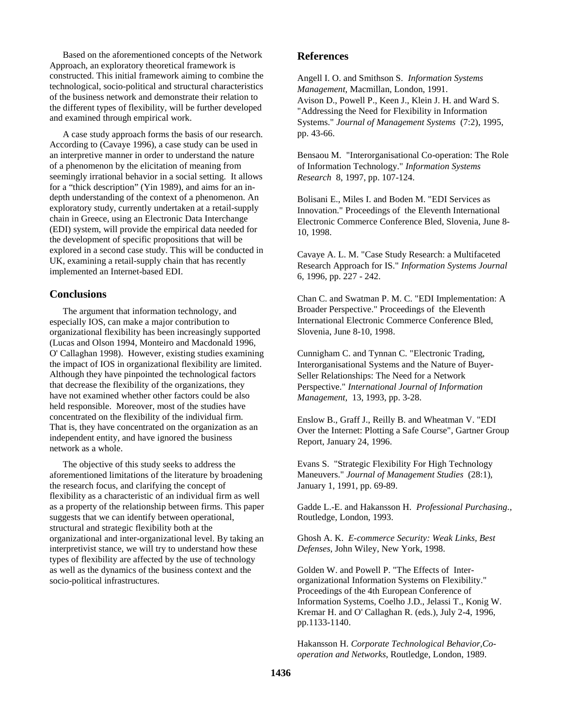Based on the aforementioned concepts of the Network Approach, an exploratory theoretical framework is constructed. This initial framework aiming to combine the technological, socio-political and structural characteristics of the business network and demonstrate their relation to the different types of flexibility, will be further developed and examined through empirical work.

A case study approach forms the basis of our research. According to (Cavaye 1996), a case study can be used in an interpretive manner in order to understand the nature of a phenomenon by the elicitation of meaning from seemingly irrational behavior in a social setting. It allows for a "thick description" (Yin 1989), and aims for an in-depth understanding of the context of a phenomenon. An exploratory study, currently undertaken at a retail-supply chain in Greece, using an Electronic Data Interchange (EDI) system, will provide the empirical data needed for the development of specific propositions that will be explored in a second case study. This will be conducted in UK, examining a retail-supply chain that has recently implemented an Internet-based EDI.

## Conclusions

The argument that information technology, and especially IOS, can make a major contribution to organizational flexibility has been increasingly supported (Lucas and Olson 1994, Monteiro and Macdonald 1996, O' Callaghan 1998). However, existing studies examining the impact of IOS in organizational flexibility are limited. Although they have pinpointed the technological factors that decrease the flexibility of the organizations, they have not examined whether other factors could be also held responsible. Moreover, most of the studies have concentrated on the flexibility of the individual firm. That is, they have concentrated on the organization as an independent entity, and have ignored the business network as a whole.

The objective of this study seeks to address the aforementioned limitations of the literature by broadening the research focus, and clarifying the concept of flexibility as a characteristic of an individual firm as well as a property of the relationship between firms. This paper suggests that we can identify between operational, structural and strategic flexibility both at the organizational and inter-organizational level. By taking an interpretivist stance, we will try to understand how these types of flexibility are affected by the use of technology as well as the dynamics of the business context and the socio-political infrastructures.

## References

Angell I. O. and Smithson S. *Information Systems Management,* Macmillan, London, 1991.

Avison D., Powell P., Keen J., Klein J. H. and Ward S. "Addressing the Need for Flexibility in Information Systems." *Journal of Management Systems* (7:2), 1995, pp. 43-66.

Bensaou M. "Interorganisational Co-operation: The Role of Information Technology." *Information Systems Research* 8, 1997, pp. 107-124.

Bolisani E., Miles I. and Boden M. "EDI Services as Innovation." Proceedings of the Eleventh International Electronic Commerce Conference Bled, Slovenia, June 8-10, 1998.

Cavaye A. L. M. "Case Study Research: a Multifaceted Research Approach for IS." *Information Systems Journal* 6, 1996, pp. 227 - 242.

Chan C. and Swatman P. M. C. "EDI Implementation: A Broader Perspective." Proceedings of the Eleventh International Electronic Commerce Conference Bled, Slovenia, June 8-10, 1998.

Cunnigham C. and Tynnan C. "Electronic Trading, Interorganisational Systems and the Nature of Buyer-Seller Relationships: The Need for a Network Perspective." *International Journal of Information Management*, 13, 1993, pp. 3-28.

Enslow B., Graff J., Reilly B. and Wheatman V. "EDI Over the Internet: Plotting a Safe Course", Gartner Group Report, January 24, 1996.

Evans S. "Strategic Flexibility For High Technology Maneuvers." *Journal of Management Studies* (28:1), January 1, 1991, pp. 69-89.

Gadde L.-E. and Hakansson H. *Professional Purchasing.*, Routledge, London, 1993.

Ghosh A. K. *E-commerce Security: Weak Links, Best Defenses*, John Wiley, New York, 1998.

Golden W. and Powell P. "The Effects of Inter-organizational Information Systems on Flexibility." Proceedings of the 4th European Conference of Information Systems, Coelho J.D., Jelassi T., Konig W. Kremar H. and O' Callaghan R. (eds.), July 2-4, 1996, pp.1133-1140.

Hakansson H. *Corporate Technological Behavior,Co-operation and Networks*, Routledge, London, 1989.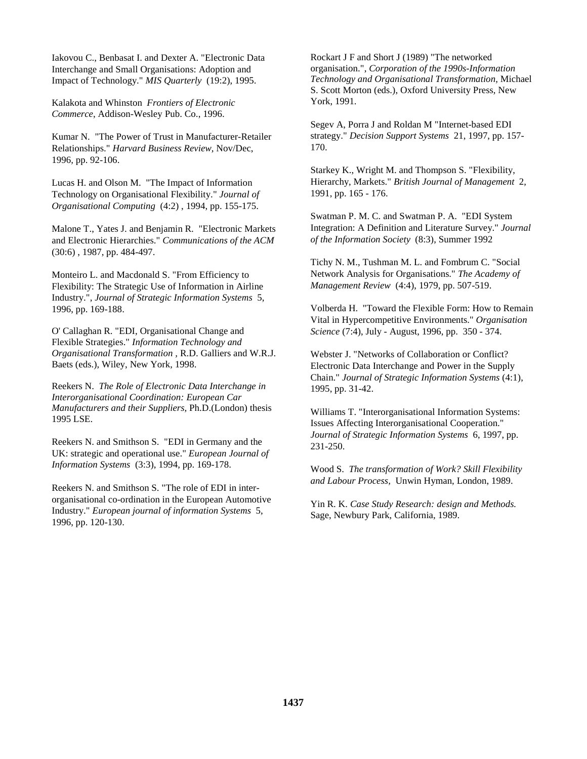Iakovou C., Benbasat I. and Dexter A. "Electronic Data Interchange and Small Organisations: Adoption and Impact of Technology." *MIS Quarterly* (19:2), 1995.

Kalakota and Whinston *Frontiers of Electronic Commerce*, Addison-Wesley Pub. Co., 1996.

Kumar N. "The Power of Trust in Manufacturer-Retailer Relationships." *Harvard Business Review*, Nov/Dec, 1996, pp. 92-106.

Lucas H. and Olson M. "The Impact of Information Technology on Organisational Flexibility." *Journal of Organisational Computing* (4:2) , 1994, pp. 155-175.

Malone T., Yates J. and Benjamin R. "Electronic Markets and Electronic Hierarchies." *Communications of the ACM* (30:6) , 1987, pp. 484-497.

Monteiro L. and Macdonald S. "From Efficiency to Flexibility: The Strategic Use of Information in Airline Industry.", *Journal of Strategic Information Systems* 5, 1996, pp. 169-188.

O' Callaghan R. "EDI, Organisational Change and Flexible Strategies." *Information Technology and Organisational Transformation* , R.D. Galliers and W.R.J. Baets (eds.), Wiley, New York, 1998.

Reekers N. *The Role of Electronic Data Interchange in Interorganisational Coordination: European Car Manufacturers and their Suppliers*, Ph.D.(London) thesis 1995 LSE.

Reekers N. and Smithson S. "EDI in Germany and the UK: strategic and operational use." *European Journal of Information Systems* (3:3), 1994, pp. 169-178.

Reekers N. and Smithson S. "The role of EDI in inter-organisational co-ordination in the European Automotive Industry." *European journal of information Systems* 5, 1996, pp. 120-130.

Rockart J F and Short J (1989) "The networked organisation.", *Corporation of the 1990s-Information Technology and Organisational Transformation*, Michael S. Scott Morton (eds.), Oxford University Press, New York, 1991.

Segev A, Porra J and Roldan M "Internet-based EDI strategy." *Decision Support Systems* 21, 1997, pp. 157-170.

Starkey K., Wright M. and Thompson S. "Flexibility, Hierarchy, Markets." *British Journal of Management* 2, 1991, pp. 165 - 176.

Swatman P. M. C. and Swatman P. A. "EDI System Integration: A Definition and Literature Survey." *Journal of the Information Society* (8:3), Summer 1992

Tichy N. M., Tushman M. L. and Fombrum C. "Social Network Analysis for Organisations." *The Academy of Management Review* (4:4), 1979, pp. 507-519.

Volberda H. "Toward the Flexible Form: How to Remain Vital in Hypercompetitive Environments." *Organisation Science* (7:4), July - August, 1996, pp. 350 - 374.

Webster J. "Networks of Collaboration or Conflict? Electronic Data Interchange and Power in the Supply Chain." *Journal of Strategic Information Systems* (4:1), 1995, pp. 31-42.

Williams T. "Interorganisational Information Systems: Issues Affecting Interorganisational Cooperation." *Journal of Strategic Information Systems* 6, 1997, pp. 231-250.

Wood S. *The transformation of Work? Skill Flexibility and Labour Process,* Unwin Hyman, London, 1989.

Yin R. K. *Case Study Research: design and Methods.* Sage, Newbury Park, California, 1989.